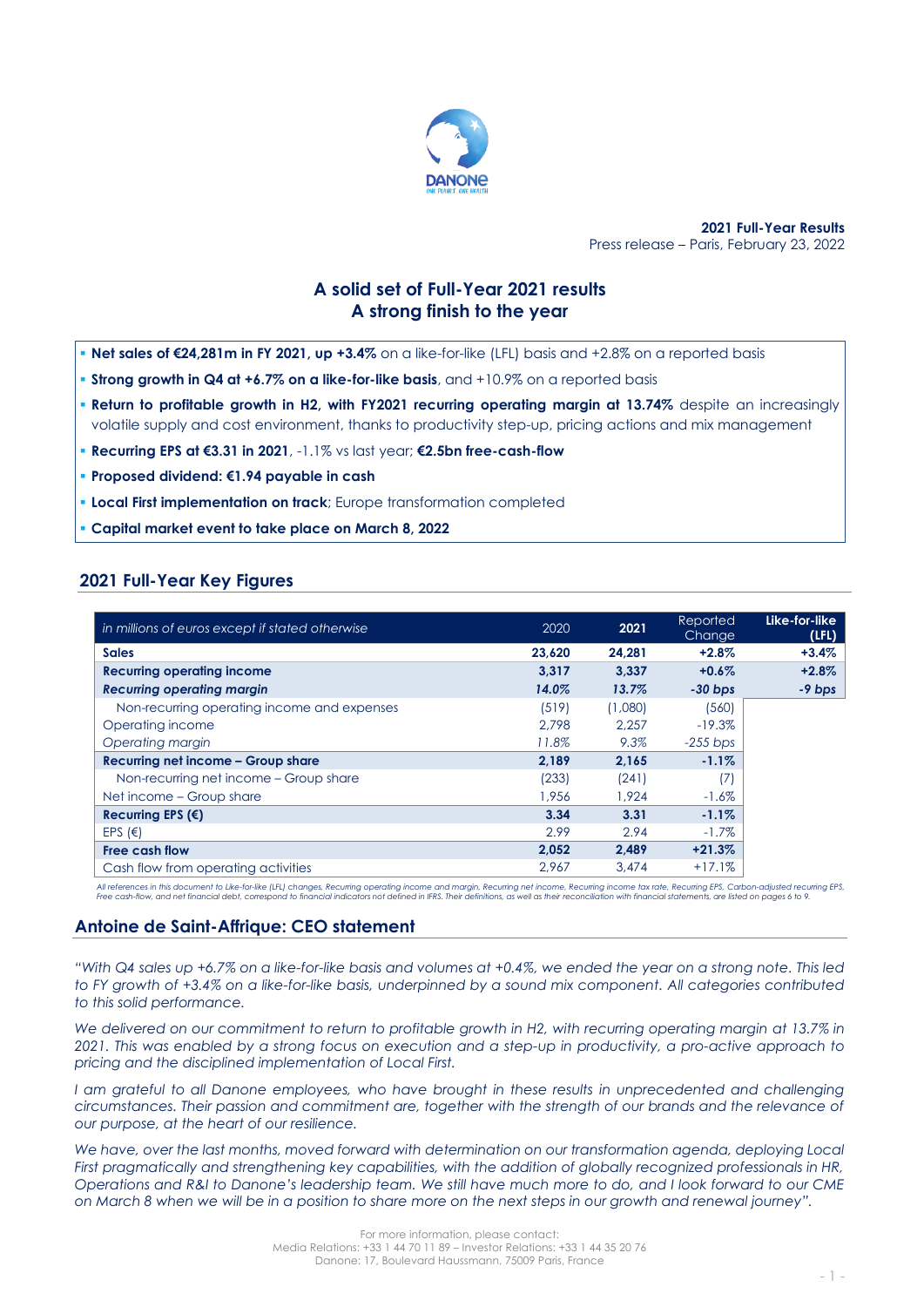**2021 Full-Year Results**
Press release – Paris, February 23, 2022

# A solid set of Full-Year 2021 results
# A strong finish to the year

- **Net sales of €24,281m in FY 2021, up +3.4%** on a like-for-like (LFL) basis and +2.8% on a reported basis
- **Strong growth in Q4 at +6.7% on a like-for-like basis**, and +10.9% on a reported basis
- **Return to profitable growth in H2, with FY2021 recurring operating margin at 13.74%** despite an increasingly volatile supply and cost environment, thanks to productivity step-up, pricing actions and mix management
- **Recurring EPS at €3.31 in 2021**, -1.1% vs last year; **€2.5bn free-cash-flow**
- **Proposed dividend: €1.94 payable in cash**
- **Local First implementation on track**; Europe transformation completed
- **Capital market event to take place on March 8, 2022**

## 2021 Full-Year Key Figures

| *in millions of euros except if stated otherwise* | 2020 | **2021** | Reported Change | **Like-for-like (LFL)** |
|---|---|---|---|---|
| **Sales** | **23,620** | **24,281** | **+2.8%** | **+3.4%** |
| **Recurring operating income** | **3,317** | **3,337** | **+0.6%** | **+2.8%** |
| ***Recurring operating margin*** | ***14.0%*** | ***13.7%*** | ***-30 bps*** | ***-9 bps*** |
| Non-recurring operating income and expenses | (519) | (1,080) | (560) | |
| Operating income | 2,798 | 2,257 | -19.3% | |
| *Operating margin* | *11.8%* | *9.3%* | *-255 bps* | |
| **Recurring net income – Group share** | **2,189** | **2,165** | **-1.1%** | |
| Non-recurring net income – Group share | (233) | (241) | (7) | |
| Net income – Group share | 1,956 | 1,924 | -1.6% | |
| **Recurring EPS (€)** | **3.34** | **3.31** | **-1.1%** | |
| EPS (€) | 2.99 | 2.94 | -1.7% | |
| **Free cash flow** | **2,052** | **2,489** | **+21.3%** | |
| Cash flow from operating activities | 2,967 | 3,474 | +17.1% | |

*All references in this document to Like-for-like (LFL) changes, Recurring operating income and margin, Recurring net income, Recurring income tax rate, Recurring EPS, Carbon-adjusted recurring EPS, Free cash-flow, and net financial debt, correspond to financial indicators not defined in IFRS. Their definitions, as well as their reconciliation with financial statements, are listed on pages 6 to 9.*

## Antoine de Saint-Affrique: CEO statement

*"With Q4 sales up +6.7% on a like-for-like basis and volumes at +0.4%, we ended the year on a strong note. This led to FY growth of +3.4% on a like-for-like basis, underpinned by a sound mix component. All categories contributed to this solid performance.*

*We delivered on our commitment to return to profitable growth in H2, with recurring operating margin at 13.7% in 2021. This was enabled by a strong focus on execution and a step-up in productivity, a pro-active approach to pricing and the disciplined implementation of Local First.*

*I am grateful to all Danone employees, who have brought in these results in unprecedented and challenging circumstances. Their passion and commitment are, together with the strength of our brands and the relevance of our purpose, at the heart of our resilience.*

*We have, over the last months, moved forward with determination on our transformation agenda, deploying Local First pragmatically and strengthening key capabilities, with the addition of globally recognized professionals in HR, Operations and R&I to Danone's leadership team. We still have much more to do, and I look forward to our CME on March 8 when we will be in a position to share more on the next steps in our growth and renewal journey".*

For more information, please contact:
Media Relations: +33 1 44 70 11 89 – Investor Relations: +33 1 44 35 20 76
Danone: 17, Boulevard Haussmann, 75009 Paris, France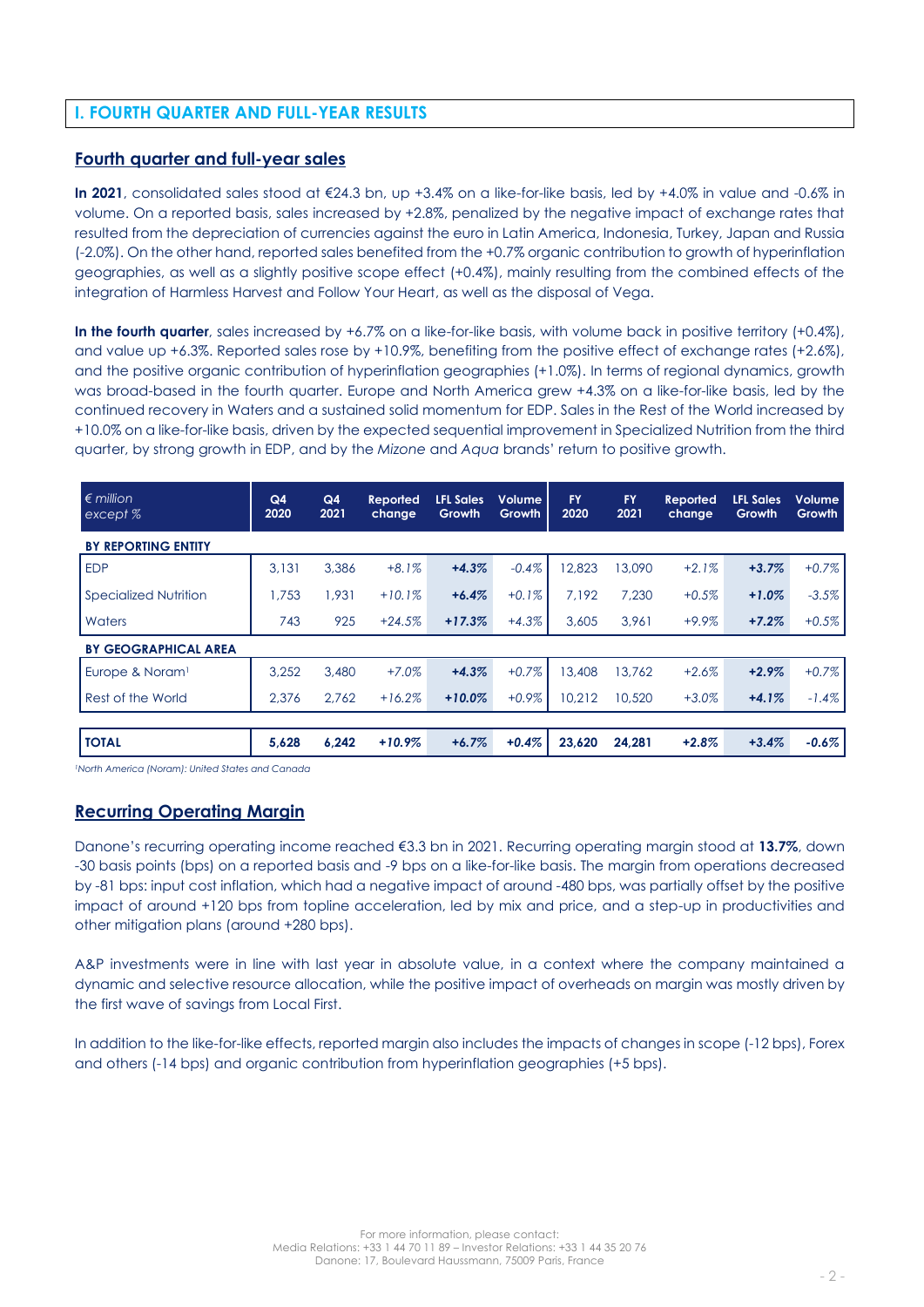## I. FOURTH QUARTER AND FULL-YEAR RESULTS

### Fourth quarter and full-year sales

**In 2021**, consolidated sales stood at €24.3 bn, up +3.4% on a like-for-like basis, led by +4.0% in value and -0.6% in volume. On a reported basis, sales increased by +2.8%, penalized by the negative impact of exchange rates that resulted from the depreciation of currencies against the euro in Latin America, Indonesia, Turkey, Japan and Russia (-2.0%). On the other hand, reported sales benefited from the +0.7% organic contribution to growth of hyperinflation geographies, as well as a slightly positive scope effect (+0.4%), mainly resulting from the combined effects of the integration of Harmless Harvest and Follow Your Heart, as well as the disposal of Vega.

**In the fourth quarter**, sales increased by +6.7% on a like-for-like basis, with volume back in positive territory (+0.4%), and value up +6.3%. Reported sales rose by +10.9%, benefiting from the positive effect of exchange rates (+2.6%), and the positive organic contribution of hyperinflation geographies (+1.0%). In terms of regional dynamics, growth was broad-based in the fourth quarter. Europe and North America grew +4.3% on a like-for-like basis, led by the continued recovery in Waters and a sustained solid momentum for EDP. Sales in the Rest of the World increased by +10.0% on a like-for-like basis, driven by the expected sequential improvement in Specialized Nutrition from the third quarter, by strong growth in EDP, and by the *Mizone* and *Aqua* brands' return to positive growth.

| *€ million except %* | Q4 2020 | Q4 2021 | Reported change | LFL Sales Growth | Volume Growth | FY 2020 | FY 2021 | Reported change | LFL Sales Growth | Volume Growth |
|---|---|---|---|---|---|---|---|---|---|---|
| **BY REPORTING ENTITY** | | | | | | | | | | |
| EDP | 3,131 | 3,386 | *+8.1%* | ***+4.3%*** | *-0.4%* | 12,823 | 13,090 | *+2.1%* | ***+3.7%*** | *+0.7%* |
| Specialized Nutrition | 1,753 | 1,931 | *+10.1%* | ***+6.4%*** | *+0.1%* | 7,192 | 7,230 | *+0.5%* | ***+1.0%*** | *-3.5%* |
| Waters | 743 | 925 | *+24.5%* | ***+17.3%*** | *+4.3%* | 3,605 | 3,961 | *+9.9%* | ***+7.2%*** | *+0.5%* |
| **BY GEOGRAPHICAL AREA** | | | | | | | | | | |
| Europe & Noram[1] | 3,252 | 3,480 | *+7.0%* | ***+4.3%*** | *+0.7%* | 13,408 | 13,762 | *+2.6%* | ***+2.9%*** | *+0.7%* |
| Rest of the World | 2,376 | 2,762 | *+16.2%* | ***+10.0%*** | *+0.9%* | 10,212 | 10,520 | *+3.0%* | ***+4.1%*** | *-1.4%* |
| **TOTAL** | **5,628** | **6,242** | ***+10.9%*** | ***+6.7%*** | ***+0.4%*** | **23,620** | **24,281** | ***+2.8%*** | ***+3.4%*** | ***-0.6%*** |

[1]*North America (Noram): United States and Canada*

### Recurring Operating Margin

Danone's recurring operating income reached €3.3 bn in 2021. Recurring operating margin stood at **13.7%**, down -30 basis points (bps) on a reported basis and -9 bps on a like-for-like basis. The margin from operations decreased by -81 bps: input cost inflation, which had a negative impact of around -480 bps, was partially offset by the positive impact of around +120 bps from topline acceleration, led by mix and price, and a step-up in productivities and other mitigation plans (around +280 bps).

A&P investments were in line with last year in absolute value, in a context where the company maintained a dynamic and selective resource allocation, while the positive impact of overheads on margin was mostly driven by the first wave of savings from Local First.

In addition to the like-for-like effects, reported margin also includes the impacts of changes in scope (-12 bps), Forex and others (-14 bps) and organic contribution from hyperinflation geographies (+5 bps).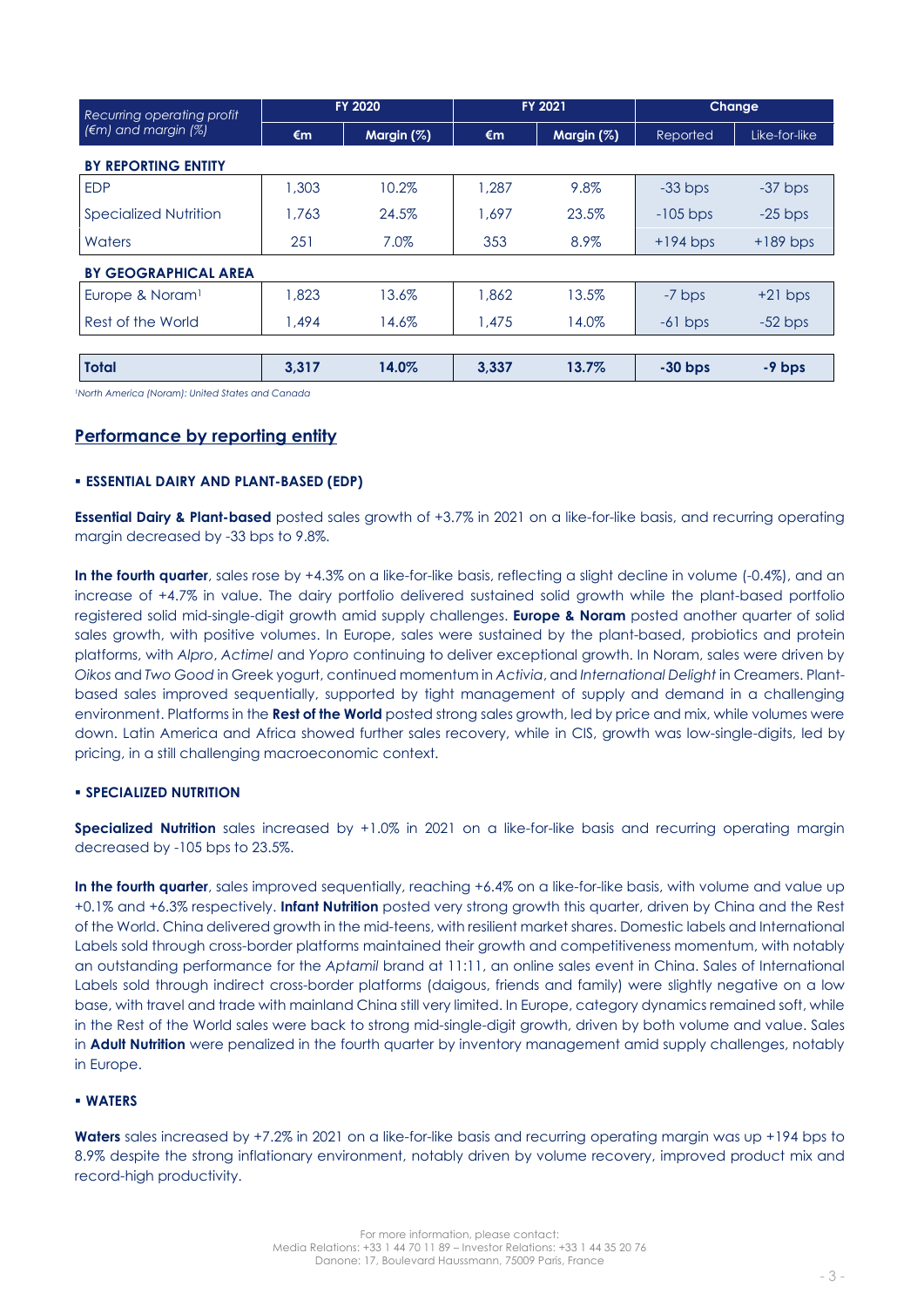| Recurring operating profit (€m) and margin (%) | FY 2020 | | FY 2021 | | Change | |
|---|---|---|---|---|---|---|
| | €m | Margin (%) | €m | Margin (%) | Reported | Like-for-like |
| **BY REPORTING ENTITY** | | | | | | |
| EDP | 1,303 | 10.2% | 1,287 | 9.8% | -33 bps | -37 bps |
| Specialized Nutrition | 1,763 | 24.5% | 1,697 | 23.5% | -105 bps | -25 bps |
| Waters | 251 | 7.0% | 353 | 8.9% | +194 bps | +189 bps |
| **BY GEOGRAPHICAL AREA** | | | | | | |
| Europe & Noram[1] | 1,823 | 13.6% | 1,862 | 13.5% | -7 bps | +21 bps |
| Rest of the World | 1,494 | 14.6% | 1,475 | 14.0% | -61 bps | -52 bps |
| **Total** | **3,317** | **14.0%** | **3,337** | **13.7%** | **-30 bps** | **-9 bps** |

[1]North America (Noram): United States and Canada

## Performance by reporting entity

### ▪ ESSENTIAL DAIRY AND PLANT-BASED (EDP)

**Essential Dairy & Plant-based** posted sales growth of +3.7% in 2021 on a like-for-like basis, and recurring operating margin decreased by -33 bps to 9.8%.

**In the fourth quarter**, sales rose by +4.3% on a like-for-like basis, reflecting a slight decline in volume (-0.4%), and an increase of +4.7% in value. The dairy portfolio delivered sustained solid growth while the plant-based portfolio registered solid mid-single-digit growth amid supply challenges. **Europe & Noram** posted another quarter of solid sales growth, with positive volumes. In Europe, sales were sustained by the plant-based, probiotics and protein platforms, with *Alpro*, *Actimel* and *Yopro* continuing to deliver exceptional growth. In Noram, sales were driven by *Oikos* and *Two Good* in Greek yogurt, continued momentum in *Activia*, and *International Delight* in Creamers. Plant-based sales improved sequentially, supported by tight management of supply and demand in a challenging environment. Platforms in the **Rest of the World** posted strong sales growth, led by price and mix, while volumes were down. Latin America and Africa showed further sales recovery, while in CIS, growth was low-single-digits, led by pricing, in a still challenging macroeconomic context.

### ▪ SPECIALIZED NUTRITION

**Specialized Nutrition** sales increased by +1.0% in 2021 on a like-for-like basis and recurring operating margin decreased by -105 bps to 23.5%.

**In the fourth quarter**, sales improved sequentially, reaching +6.4% on a like-for-like basis, with volume and value up +0.1% and +6.3% respectively. **Infant Nutrition** posted very strong growth this quarter, driven by China and the Rest of the World. China delivered growth in the mid-teens, with resilient market shares. Domestic labels and International Labels sold through cross-border platforms maintained their growth and competitiveness momentum, with notably an outstanding performance for the *Aptamil* brand at 11:11, an online sales event in China. Sales of International Labels sold through indirect cross-border platforms (daigous, friends and family) were slightly negative on a low base, with travel and trade with mainland China still very limited. In Europe, category dynamics remained soft, while in the Rest of the World sales were back to strong mid-single-digit growth, driven by both volume and value. Sales in **Adult Nutrition** were penalized in the fourth quarter by inventory management amid supply challenges, notably in Europe.

### ▪ WATERS

**Waters** sales increased by +7.2% in 2021 on a like-for-like basis and recurring operating margin was up +194 bps to 8.9% despite the strong inflationary environment, notably driven by volume recovery, improved product mix and record-high productivity.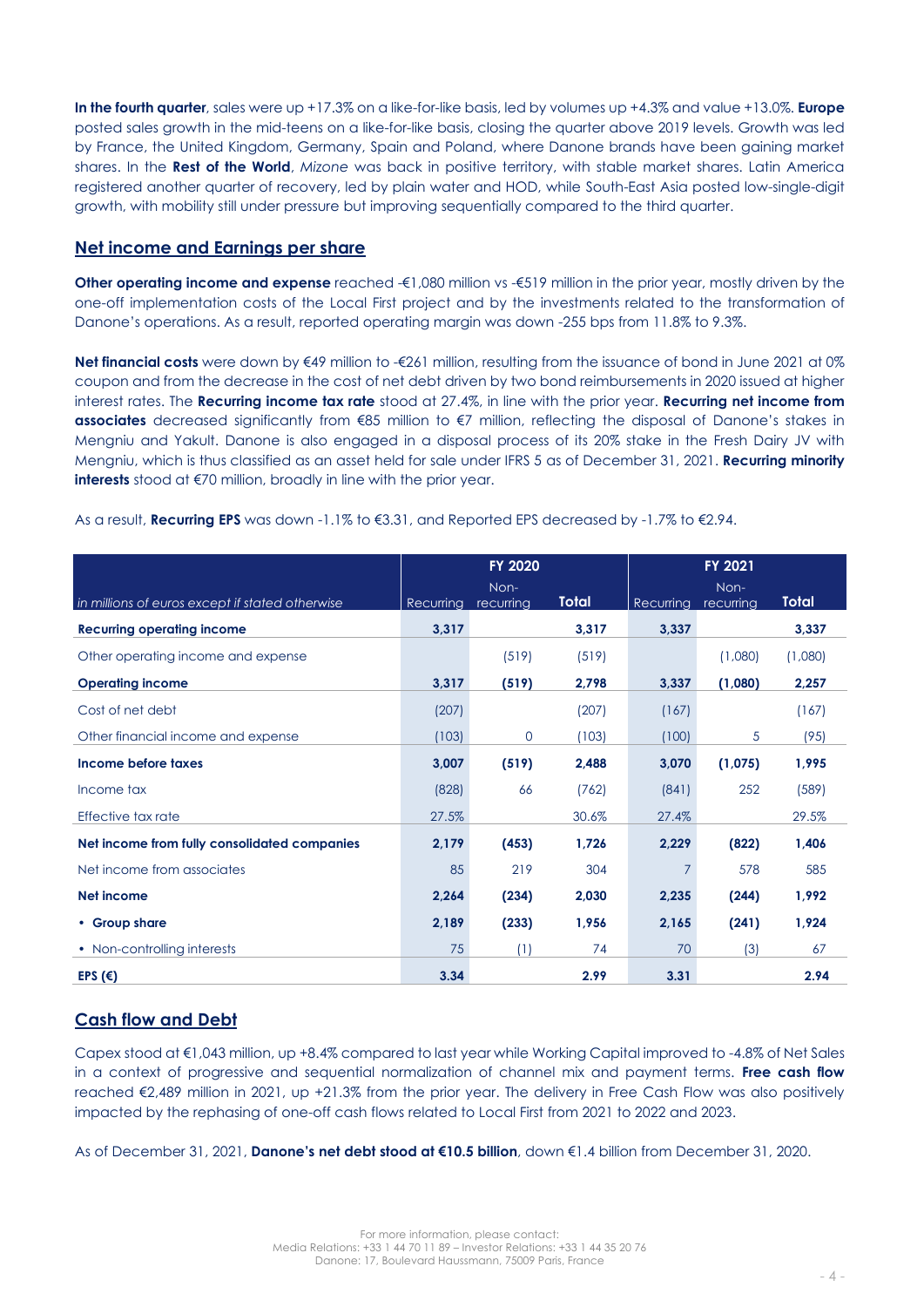**In the fourth quarter**, sales were up +17.3% on a like-for-like basis, led by volumes up +4.3% and value +13.0%. **Europe** posted sales growth in the mid-teens on a like-for-like basis, closing the quarter above 2019 levels. Growth was led by France, the United Kingdom, Germany, Spain and Poland, where Danone brands have been gaining market shares. In the **Rest of the World**, *Mizone* was back in positive territory, with stable market shares. Latin America registered another quarter of recovery, led by plain water and HOD, while South-East Asia posted low-single-digit growth, with mobility still under pressure but improving sequentially compared to the third quarter.

## Net income and Earnings per share

**Other operating income and expense** reached -€1,080 million vs -€519 million in the prior year, mostly driven by the one-off implementation costs of the Local First project and by the investments related to the transformation of Danone's operations. As a result, reported operating margin was down -255 bps from 11.8% to 9.3%.

**Net financial costs** were down by €49 million to -€261 million, resulting from the issuance of bond in June 2021 at 0% coupon and from the decrease in the cost of net debt driven by two bond reimbursements in 2020 issued at higher interest rates. The **Recurring income tax rate** stood at 27.4%, in line with the prior year. **Recurring net income from associates** decreased significantly from €85 million to €7 million, reflecting the disposal of Danone's stakes in Mengniu and Yakult. Danone is also engaged in a disposal process of its 20% stake in the Fresh Dairy JV with Mengniu, which is thus classified as an asset held for sale under IFRS 5 as of December 31, 2021. **Recurring minority interests** stood at €70 million, broadly in line with the prior year.

As a result, **Recurring EPS** was down -1.1% to €3.31, and Reported EPS decreased by -1.7% to €2.94.

| | FY 2020 | | | FY 2021 | | |
|---|---|---|---|---|---|---|
| *in millions of euros except if stated otherwise* | Recurring | Non-recurring | **Total** | Recurring | Non-recurring | **Total** |
| **Recurring operating income** | **3,317** | | **3,317** | **3,337** | | **3,337** |
| Other operating income and expense | | (519) | (519) | | (1,080) | (1,080) |
| **Operating income** | **3,317** | **(519)** | **2,798** | **3,337** | **(1,080)** | **2,257** |
| Cost of net debt | (207) | | (207) | (167) | | (167) |
| Other financial income and expense | (103) | 0 | (103) | (100) | 5 | (95) |
| **Income before taxes** | **3,007** | **(519)** | **2,488** | **3,070** | **(1,075)** | **1,995** |
| Income tax | (828) | 66 | (762) | (841) | 252 | (589) |
| Effective tax rate | 27.5% | | 30.6% | 27.4% | | 29.5% |
| **Net income from fully consolidated companies** | **2,179** | **(453)** | **1,726** | **2,229** | **(822)** | **1,406** |
| Net income from associates | 85 | 219 | 304 | 7 | 578 | 585 |
| **Net income** | **2,264** | **(234)** | **2,030** | **2,235** | **(244)** | **1,992** |
| • **Group share** | **2,189** | **(233)** | **1,956** | **2,165** | **(241)** | **1,924** |
| • Non-controlling interests | 75 | (1) | 74 | 70 | (3) | 67 |
| **EPS (€)** | **3.34** | | **2.99** | **3.31** | | **2.94** |

## Cash flow and Debt

Capex stood at €1,043 million, up +8.4% compared to last year while Working Capital improved to -4.8% of Net Sales in a context of progressive and sequential normalization of channel mix and payment terms. **Free cash flow** reached €2,489 million in 2021, up +21.3% from the prior year. The delivery in Free Cash Flow was also positively impacted by the rephasing of one-off cash flows related to Local First from 2021 to 2022 and 2023.

As of December 31, 2021, **Danone's net debt stood at €10.5 billion**, down €1.4 billion from December 31, 2020.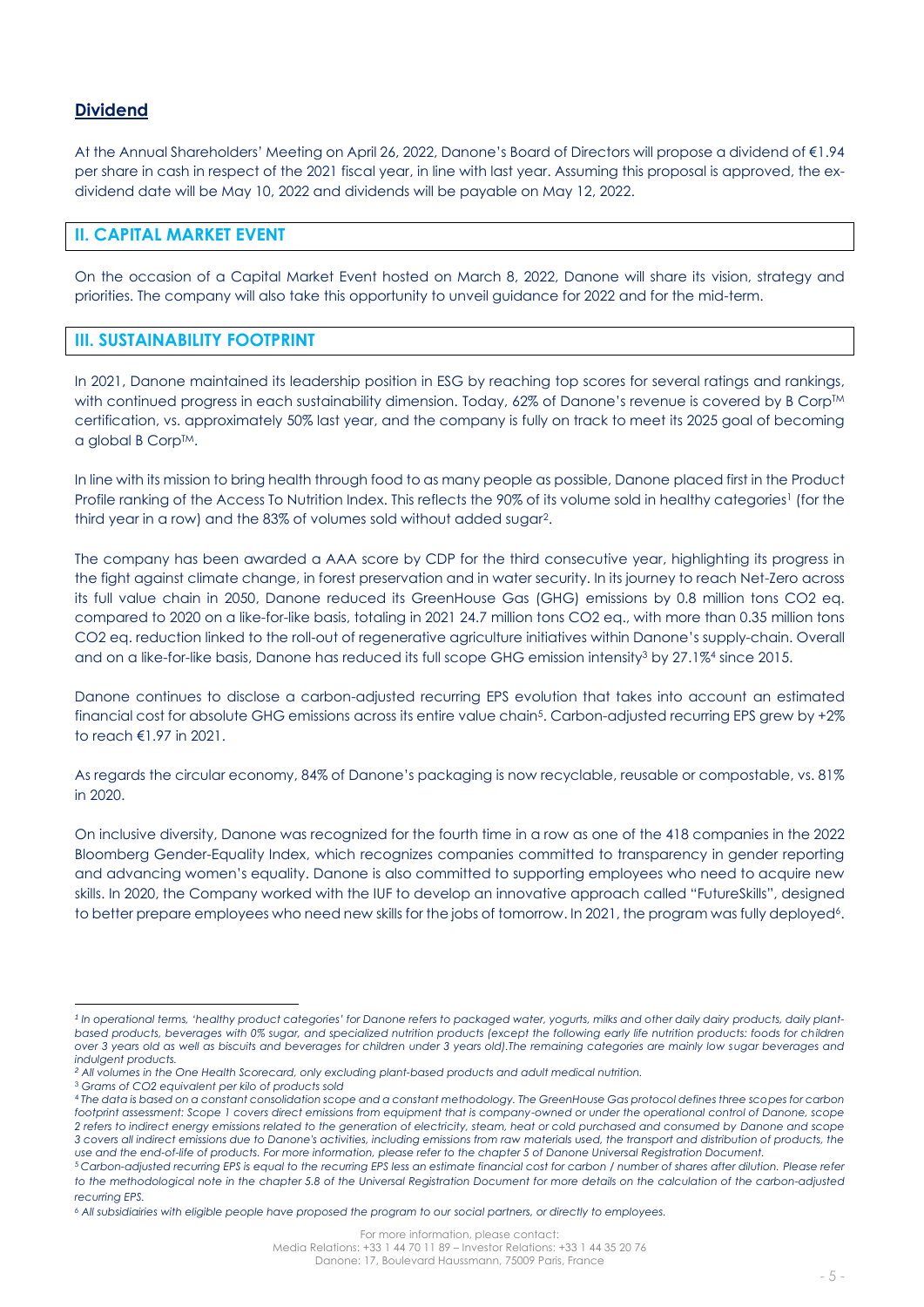## Dividend

At the Annual Shareholders' Meeting on April 26, 2022, Danone's Board of Directors will propose a dividend of €1.94 per share in cash in respect of the 2021 fiscal year, in line with last year. Assuming this proposal is approved, the ex-dividend date will be May 10, 2022 and dividends will be payable on May 12, 2022.

## II. CAPITAL MARKET EVENT

On the occasion of a Capital Market Event hosted on March 8, 2022, Danone will share its vision, strategy and priorities. The company will also take this opportunity to unveil guidance for 2022 and for the mid-term.

## III. SUSTAINABILITY FOOTPRINT

In 2021, Danone maintained its leadership position in ESG by reaching top scores for several ratings and rankings, with continued progress in each sustainability dimension. Today, 62% of Danone's revenue is covered by B Corp™ certification, vs. approximately 50% last year, and the company is fully on track to meet its 2025 goal of becoming a global B Corp™.

In line with its mission to bring health through food to as many people as possible, Danone placed first in the Product Profile ranking of the Access To Nutrition Index. This reflects the 90% of its volume sold in healthy categories[1] (for the third year in a row) and the 83% of volumes sold without added sugar[2].

The company has been awarded a AAA score by CDP for the third consecutive year, highlighting its progress in the fight against climate change, in forest preservation and in water security. In its journey to reach Net-Zero across its full value chain in 2050, Danone reduced its GreenHouse Gas (GHG) emissions by 0.8 million tons CO2 eq. compared to 2020 on a like-for-like basis, totaling in 2021 24.7 million tons CO2 eq., with more than 0.35 million tons CO2 eq. reduction linked to the roll-out of regenerative agriculture initiatives within Danone's supply-chain. Overall and on a like-for-like basis, Danone has reduced its full scope GHG emission intensity[3] by 27.1%[4] since 2015.

Danone continues to disclose a carbon-adjusted recurring EPS evolution that takes into account an estimated financial cost for absolute GHG emissions across its entire value chain[5]. Carbon-adjusted recurring EPS grew by +2% to reach €1.97 in 2021.

As regards the circular economy, 84% of Danone's packaging is now recyclable, reusable or compostable, vs. 81% in 2020.

On inclusive diversity, Danone was recognized for the fourth time in a row as one of the 418 companies in the 2022 Bloomberg Gender-Equality Index, which recognizes companies committed to transparency in gender reporting and advancing women's equality. Danone is also committed to supporting employees who need to acquire new skills. In 2020, the Company worked with the IUF to develop an innovative approach called "FutureSkills", designed to better prepare employees who need new skills for the jobs of tomorrow. In 2021, the program was fully deployed[6].

---

*[1] In operational terms, 'healthy product categories' for Danone refers to packaged water, yogurts, milks and other daily dairy products, daily plant-based products, beverages with 0% sugar, and specialized nutrition products (except the following early life nutrition products: foods for children over 3 years old as well as biscuits and beverages for children under 3 years old).The remaining categories are mainly low sugar beverages and indulgent products.*

*[2] All volumes in the One Health Scorecard, only excluding plant-based products and adult medical nutrition.*

*[3] Grams of CO2 equivalent per kilo of products sold*

*[4] The data is based on a constant consolidation scope and a constant methodology. The GreenHouse Gas protocol defines three scopes for carbon footprint assessment: Scope 1 covers direct emissions from equipment that is company-owned or under the operational control of Danone, scope 2 refers to indirect energy emissions related to the generation of electricity, steam, heat or cold purchased and consumed by Danone and scope 3 covers all indirect emissions due to Danone's activities, including emissions from raw materials used, the transport and distribution of products, the use and the end-of-life of products. For more information, please refer to the chapter 5 of Danone Universal Registration Document.*

*[5] Carbon-adjusted recurring EPS is equal to the recurring EPS less an estimate financial cost for carbon / number of shares after dilution. Please refer to the methodological note in the chapter 5.8 of the Universal Registration Document for more details on the calculation of the carbon-adjusted recurring EPS.*

*[6] All subsidiairies with eligible people have proposed the program to our social partners, or directly to employees.*

For more information, please contact:
Media Relations: +33 1 44 70 11 89 – Investor Relations: +33 1 44 35 20 76
Danone: 17, Boulevard Haussmann, 75009 Paris, France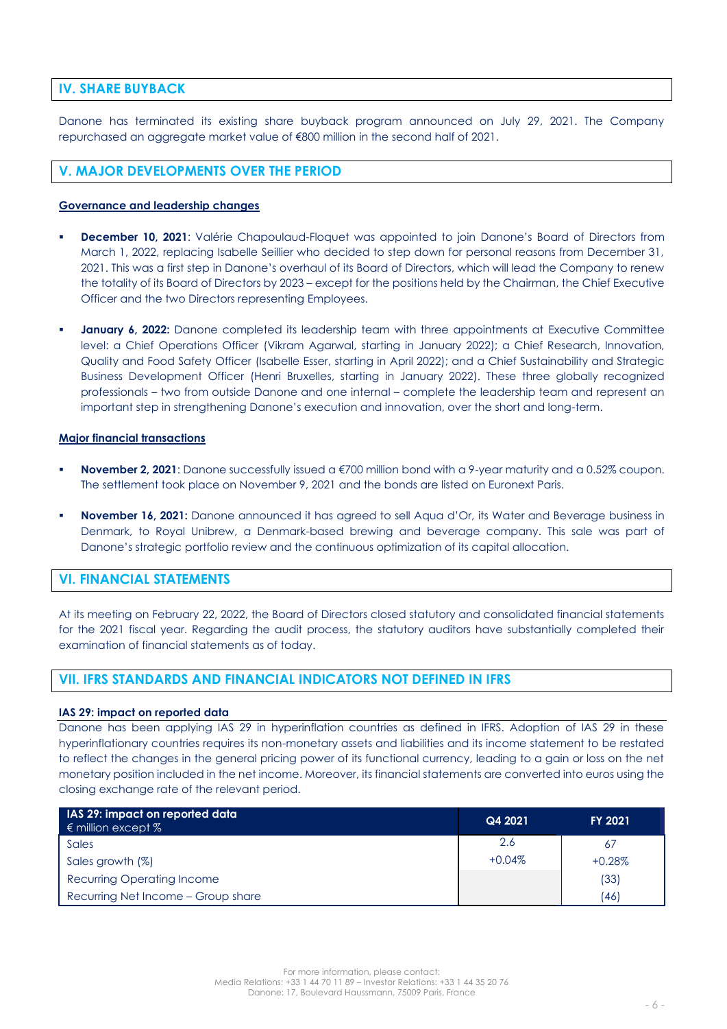## IV. SHARE BUYBACK

Danone has terminated its existing share buyback program announced on July 29, 2021. The Company repurchased an aggregate market value of €800 million in the second half of 2021.

## V. MAJOR DEVELOPMENTS OVER THE PERIOD

### Governance and leadership changes

- **December 10, 2021**: Valérie Chapoulaud-Floquet was appointed to join Danone's Board of Directors from March 1, 2022, replacing Isabelle Seillier who decided to step down for personal reasons from December 31, 2021. This was a first step in Danone's overhaul of its Board of Directors, which will lead the Company to renew the totality of its Board of Directors by 2023 – except for the positions held by the Chairman, the Chief Executive Officer and the two Directors representing Employees.

- **January 6, 2022:** Danone completed its leadership team with three appointments at Executive Committee level: a Chief Operations Officer (Vikram Agarwal, starting in January 2022); a Chief Research, Innovation, Quality and Food Safety Officer (Isabelle Esser, starting in April 2022); and a Chief Sustainability and Strategic Business Development Officer (Henri Bruxelles, starting in January 2022). These three globally recognized professionals – two from outside Danone and one internal – complete the leadership team and represent an important step in strengthening Danone's execution and innovation, over the short and long-term.

### Major financial transactions

- **November 2, 2021**: Danone successfully issued a €700 million bond with a 9-year maturity and a 0.52% coupon. The settlement took place on November 9, 2021 and the bonds are listed on Euronext Paris.

- **November 16, 2021:** Danone announced it has agreed to sell Aqua d'Or, its Water and Beverage business in Denmark, to Royal Unibrew, a Denmark-based brewing and beverage company. This sale was part of Danone's strategic portfolio review and the continuous optimization of its capital allocation.

## VI. FINANCIAL STATEMENTS

At its meeting on February 22, 2022, the Board of Directors closed statutory and consolidated financial statements for the 2021 fiscal year. Regarding the audit process, the statutory auditors have substantially completed their examination of financial statements as of today.

## VII. IFRS STANDARDS AND FINANCIAL INDICATORS NOT DEFINED IN IFRS

#### IAS 29: impact on reported data

Danone has been applying IAS 29 in hyperinflation countries as defined in IFRS. Adoption of IAS 29 in these hyperinflationary countries requires its non-monetary assets and liabilities and its income statement to be restated to reflect the changes in the general pricing power of its functional currency, leading to a gain or loss on the net monetary position included in the net income. Moreover, its financial statements are converted into euros using the closing exchange rate of the relevant period.

| **IAS 29: impact on reported data** € million except % | Q4 2021 | FY 2021 |
|---|---|---|
| Sales | 2.6 | 67 |
| Sales growth (%) | +0.04% | +0.28% |
| Recurring Operating Income | | (33) |
| Recurring Net Income – Group share | | (46) |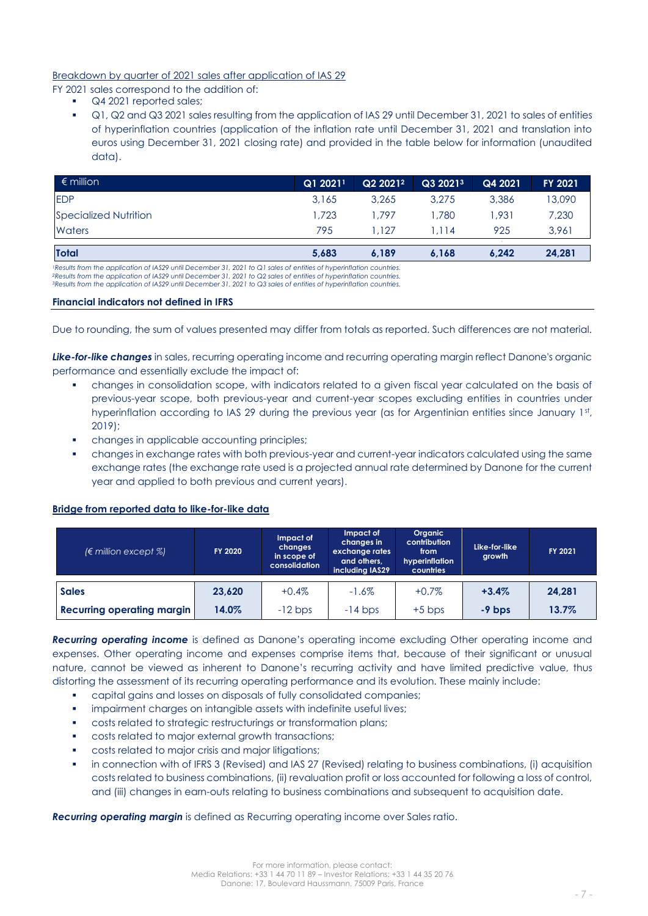Breakdown by quarter of 2021 sales after application of IAS 29

FY 2021 sales correspond to the addition of:

- Q4 2021 reported sales;
- Q1, Q2 and Q3 2021 sales resulting from the application of IAS 29 until December 31, 2021 to sales of entities of hyperinflation countries (application of the inflation rate until December 31, 2021 and translation into euros using December 31, 2021 closing rate) and provided in the table below for information (unaudited data).

| € million | Q1 2021[1] | Q2 2021[2] | Q3 2021[3] | Q4 2021 | FY 2021 |
|---|---|---|---|---|---|
| EDP | 3,165 | 3,265 | 3,275 | 3,386 | 13,090 |
| Specialized Nutrition | 1,723 | 1,797 | 1,780 | 1,931 | 7,230 |
| Waters | 795 | 1,127 | 1,114 | 925 | 3,961 |
| **Total** | **5,683** | **6,189** | **6,168** | **6,242** | **24,281** |

[1]Results from the application of IAS29 until December 31, 2021 to Q1 sales of entities of hyperinflation countries.
[2]Results from the application of IAS29 until December 31, 2021 to Q2 sales of entities of hyperinflation countries.
[3]Results from the application of IAS29 until December 31, 2021 to Q3 sales of entities of hyperinflation countries.

**Financial indicators not defined in IFRS**

Due to rounding, the sum of values presented may differ from totals as reported. Such differences are not material.

***Like-for-like changes*** in sales, recurring operating income and recurring operating margin reflect Danone's organic performance and essentially exclude the impact of:

- changes in consolidation scope, with indicators related to a given fiscal year calculated on the basis of previous-year scope, both previous-year and current-year scopes excluding entities in countries under hyperinflation according to IAS 29 during the previous year (as for Argentinian entities since January 1st, 2019);
- changes in applicable accounting principles;
- changes in exchange rates with both previous-year and current-year indicators calculated using the same exchange rates (the exchange rate used is a projected annual rate determined by Danone for the current year and applied to both previous and current years).

**Bridge from reported data to like-for-like data**

| *(€ million except %)* | FY 2020 | Impact of changes in scope of consolidation | Impact of changes in exchange rates and others, including IAS29 | Organic contribution from hyperinflation countries | Like-for-like growth | FY 2021 |
|---|---|---|---|---|---|---|
| **Sales** | **23,620** | +0.4% | -1.6% | +0.7% | **+3.4%** | **24,281** |
| **Recurring operating margin** | **14.0%** | -12 bps | -14 bps | +5 bps | **-9 bps** | **13.7%** |

***Recurring operating income*** is defined as Danone's operating income excluding Other operating income and expenses. Other operating income and expenses comprise items that, because of their significant or unusual nature, cannot be viewed as inherent to Danone's recurring activity and have limited predictive value, thus distorting the assessment of its recurring operating performance and its evolution. These mainly include:

- capital gains and losses on disposals of fully consolidated companies;
- impairment charges on intangible assets with indefinite useful lives;
- costs related to strategic restructurings or transformation plans;
- costs related to major external growth transactions;
- costs related to major crisis and major litigations;
- in connection with of IFRS 3 (Revised) and IAS 27 (Revised) relating to business combinations, (i) acquisition costs related to business combinations, (ii) revaluation profit or loss accounted for following a loss of control, and (iii) changes in earn-outs relating to business combinations and subsequent to acquisition date.

***Recurring operating margin*** is defined as Recurring operating income over Sales ratio.

For more information, please contact:
Media Relations: +33 1 44 70 11 89 – Investor Relations: +33 1 44 35 20 76
Danone: 17, Boulevard Haussmann, 75009 Paris, France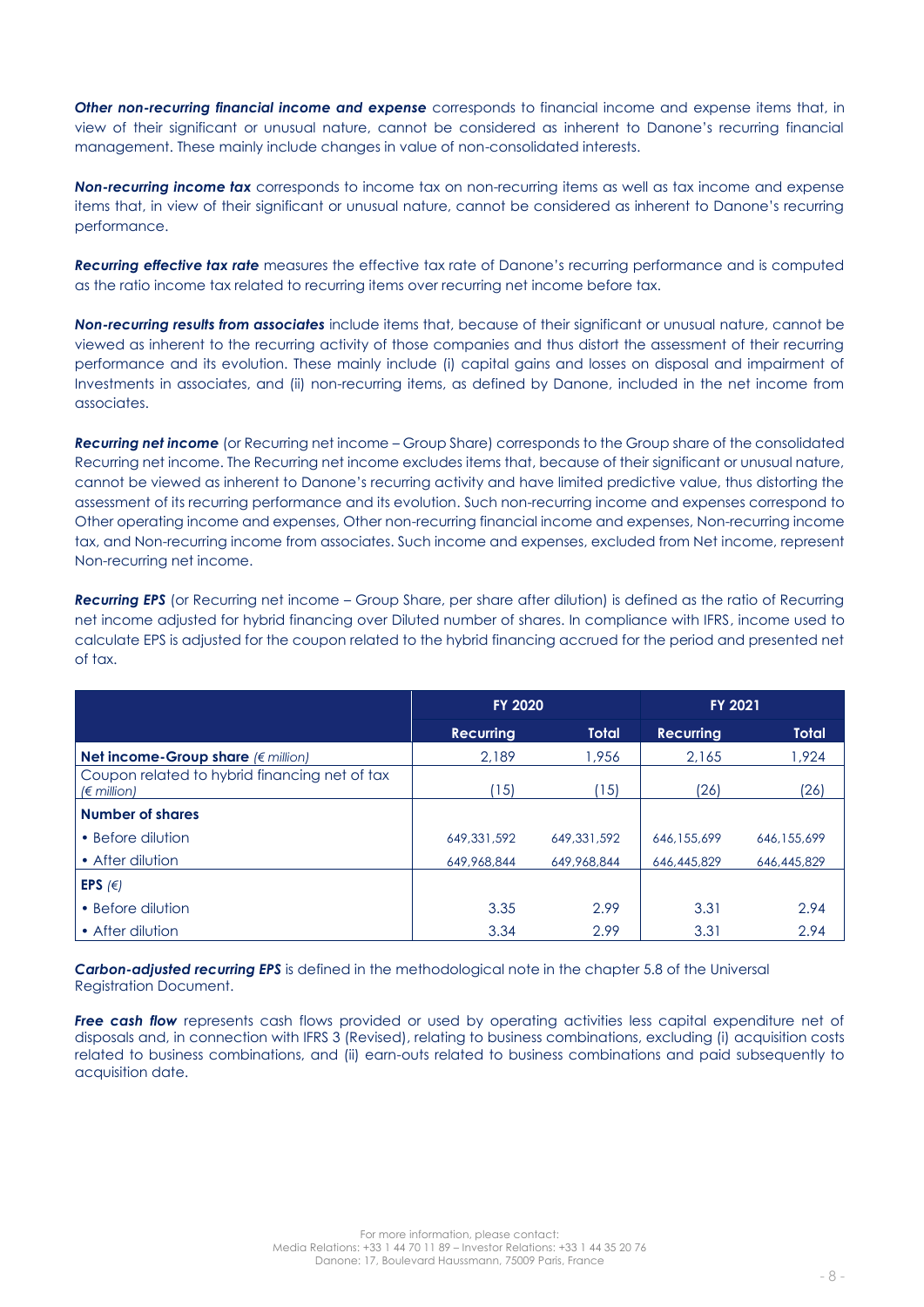***Other non-recurring financial income and expense*** corresponds to financial income and expense items that, in view of their significant or unusual nature, cannot be considered as inherent to Danone's recurring financial management. These mainly include changes in value of non-consolidated interests.

***Non-recurring income tax*** corresponds to income tax on non-recurring items as well as tax income and expense items that, in view of their significant or unusual nature, cannot be considered as inherent to Danone's recurring performance.

***Recurring effective tax rate*** measures the effective tax rate of Danone's recurring performance and is computed as the ratio income tax related to recurring items over recurring net income before tax.

***Non-recurring results from associates*** include items that, because of their significant or unusual nature, cannot be viewed as inherent to the recurring activity of those companies and thus distort the assessment of their recurring performance and its evolution. These mainly include (i) capital gains and losses on disposal and impairment of Investments in associates, and (ii) non-recurring items, as defined by Danone, included in the net income from associates.

***Recurring net income*** (or Recurring net income – Group Share) corresponds to the Group share of the consolidated Recurring net income. The Recurring net income excludes items that, because of their significant or unusual nature, cannot be viewed as inherent to Danone's recurring activity and have limited predictive value, thus distorting the assessment of its recurring performance and its evolution. Such non-recurring income and expenses correspond to Other operating income and expenses, Other non-recurring financial income and expenses, Non-recurring income tax, and Non-recurring income from associates. Such income and expenses, excluded from Net income, represent Non-recurring net income.

***Recurring EPS*** (or Recurring net income – Group Share, per share after dilution) is defined as the ratio of Recurring net income adjusted for hybrid financing over Diluted number of shares. In compliance with IFRS, income used to calculate EPS is adjusted for the coupon related to the hybrid financing accrued for the period and presented net of tax.

| | FY 2020 | | FY 2021 | |
|---|---|---|---|---|
| | **Recurring** | **Total** | **Recurring** | **Total** |
| **Net income-Group share** *(€ million)* | 2,189 | 1,956 | 2,165 | 1,924 |
| Coupon related to hybrid financing net of tax *(€ million)* | (15) | (15) | (26) | (26) |
| **Number of shares** | | | | |
| • Before dilution | 649,331,592 | 649,331,592 | 646,155,699 | 646,155,699 |
| • After dilution | 649,968,844 | 649,968,844 | 646,445,829 | 646,445,829 |
| **EPS** *(€)* | | | | |
| • Before dilution | 3.35 | 2.99 | 3.31 | 2.94 |
| • After dilution | 3.34 | 2.99 | 3.31 | 2.94 |

***Carbon-adjusted recurring EPS*** is defined in the methodological note in the chapter 5.8 of the Universal Registration Document.

***Free cash flow*** represents cash flows provided or used by operating activities less capital expenditure net of disposals and, in connection with IFRS 3 (Revised), relating to business combinations, excluding (i) acquisition costs related to business combinations, and (ii) earn-outs related to business combinations and paid subsequently to acquisition date.

For more information, please contact:
Media Relations: +33 1 44 70 11 89 – Investor Relations: +33 1 44 35 20 76
Danone: 17, Boulevard Haussmann, 75009 Paris, France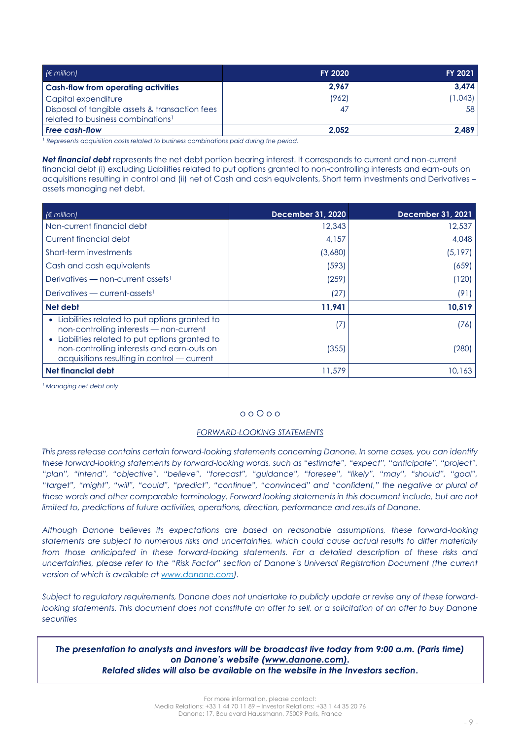| (€ million) | FY 2020 | FY 2021 |
|---|---|---|
| **Cash-flow from operating activities** | **2,967** | **3,474** |
| Capital expenditure | (962) | (1,043) |
| Disposal of tangible assets & transaction fees related to business combinations[1] | 47 | 58 |
| ***Free cash-flow*** | **2,052** | **2,489** |

*[1] Represents acquisition costs related to business combinations paid during the period.*

***Net financial debt*** represents the net debt portion bearing interest. It corresponds to current and non-current financial debt (i) excluding Liabilities related to put options granted to non-controlling interests and earn-outs on acquisitions resulting in control and (ii) net of Cash and cash equivalents, Short term investments and Derivatives – assets managing net debt.

| (€ million) | December 31, 2020 | December 31, 2021 |
|---|---|---|
| Non-current financial debt | 12,343 | 12,537 |
| Current financial debt | 4,157 | 4,048 |
| Short-term investments | (3,680) | (5,197) |
| Cash and cash equivalents | (593) | (659) |
| Derivatives — non-current assets[1] | (259) | (120) |
| Derivatives — current-assets[1] | (27) | (91) |
| **Net debt** | **11,941** | **10,519** |
| • Liabilities related to put options granted to non-controlling interests — non-current | (7) | (76) |
| • Liabilities related to put options granted to non-controlling interests and earn-outs on acquisitions resulting in control — current | (355) | (280) |
| **Net financial debt** | 11,579 | 10,163 |

*[1] Managing net debt only*

o o O o o

*FORWARD-LOOKING STATEMENTS*

*This press release contains certain forward-looking statements concerning Danone. In some cases, you can identify these forward-looking statements by forward-looking words, such as "estimate", "expect", "anticipate", "project", "plan", "intend", "objective", "believe", "forecast", "guidance", "foresee", "likely", "may", "should", "goal", "target", "might", "will", "could", "predict", "continue", "convinced" and "confident," the negative or plural of these words and other comparable terminology. Forward looking statements in this document include, but are not limited to, predictions of future activities, operations, direction, performance and results of Danone.*

*Although Danone believes its expectations are based on reasonable assumptions, these forward-looking statements are subject to numerous risks and uncertainties, which could cause actual results to differ materially from those anticipated in these forward-looking statements. For a detailed description of these risks and uncertainties, please refer to the "Risk Factor" section of Danone's Universal Registration Document (the current version of which is available at www.danone.com).*

*Subject to regulatory requirements, Danone does not undertake to publicly update or revise any of these forward-looking statements. This document does not constitute an offer to sell, or a solicitation of an offer to buy Danone securities*

***The presentation to analysts and investors will be broadcast live today from 9:00 a.m. (Paris time) on Danone's website (www.danone.com).***
***Related slides will also be available on the website in the Investors section.***

For more information, please contact:
Media Relations: +33 1 44 70 11 89 – Investor Relations: +33 1 44 35 20 76
Danone: 17, Boulevard Haussmann, 75009 Paris, France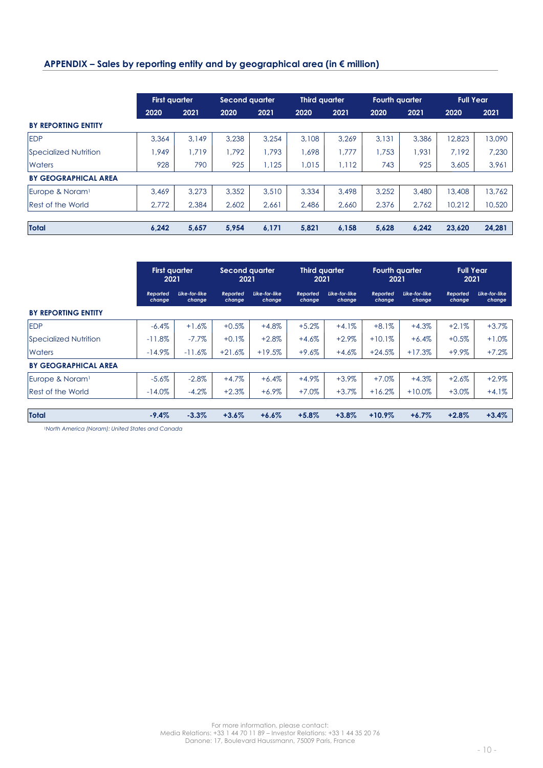## APPENDIX – Sales by reporting entity and by geographical area (in € million)

| | First quarter | | Second quarter | | Third quarter | | Fourth quarter | | Full Year | |
|---|---|---|---|---|---|---|---|---|---|---|
| | 2020 | 2021 | 2020 | 2021 | 2020 | 2021 | 2020 | 2021 | 2020 | 2021 |
| **BY REPORTING ENTITY** | | | | | | | | | | |
| EDP | 3,364 | 3,149 | 3,238 | 3,254 | 3,108 | 3,269 | 3,131 | 3,386 | 12,823 | 13,090 |
| Specialized Nutrition | 1,949 | 1,719 | 1,792 | 1,793 | 1,698 | 1,777 | 1,753 | 1,931 | 7,192 | 7,230 |
| Waters | 928 | 790 | 925 | 1,125 | 1,015 | 1,112 | 743 | 925 | 3,605 | 3,961 |
| **BY GEOGRAPHICAL AREA** | | | | | | | | | | |
| Europe & Noram[1] | 3,469 | 3,273 | 3,352 | 3,510 | 3,334 | 3,498 | 3,252 | 3,480 | 13,408 | 13,762 |
| Rest of the World | 2,772 | 2,384 | 2,602 | 2,661 | 2,486 | 2,660 | 2,376 | 2,762 | 10,212 | 10,520 |
| **Total** | **6,242** | **5,657** | **5,954** | **6,171** | **5,821** | **6,158** | **5,628** | **6,242** | **23,620** | **24,281** |

| | First quarter 2021 | | Second quarter 2021 | | Third quarter 2021 | | Fourth quarter 2021 | | Full Year 2021 | |
|---|---|---|---|---|---|---|---|---|---|---|
| | *Reported change* | *Like-for-like change* | *Reported change* | *Like-for-like change* | *Reported change* | *Like-for-like change* | *Reported change* | *Like-for-like change* | *Reported change* | *Like-for-like change* |
| **BY REPORTING ENTITY** | | | | | | | | | | |
| EDP | -6.4% | +1.6% | +0.5% | +4.8% | +5.2% | +4.1% | +8.1% | +4.3% | +2.1% | +3.7% |
| Specialized Nutrition | -11.8% | -7.7% | +0.1% | +2.8% | +4.6% | +2.9% | +10.1% | +6.4% | +0.5% | +1.0% |
| Waters | -14.9% | -11.6% | +21.6% | +19.5% | +9.6% | +4.6% | +24.5% | +17.3% | +9.9% | +7.2% |
| **BY GEOGRAPHICAL AREA** | | | | | | | | | | |
| Europe & Noram[1] | -5.6% | -2.8% | +4.7% | +6.4% | +4.9% | +3.9% | +7.0% | +4.3% | +2.6% | +2.9% |
| Rest of the World | -14.0% | -4.2% | +2.3% | +6.9% | +7.0% | +3.7% | +16.2% | +10.0% | +3.0% | +4.1% |
| **Total** | **-9.4%** | **-3.3%** | **+3.6%** | **+6.6%** | **+5.8%** | **+3.8%** | **+10.9%** | **+6.7%** | **+2.8%** | **+3.4%** |

[1]*North America (Noram): United States and Canada*

For more information, please contact:
Media Relations: +33 1 44 70 11 89 – Investor Relations: +33 1 44 35 20 76
Danone: 17, Boulevard Haussmann, 75009 Paris, France